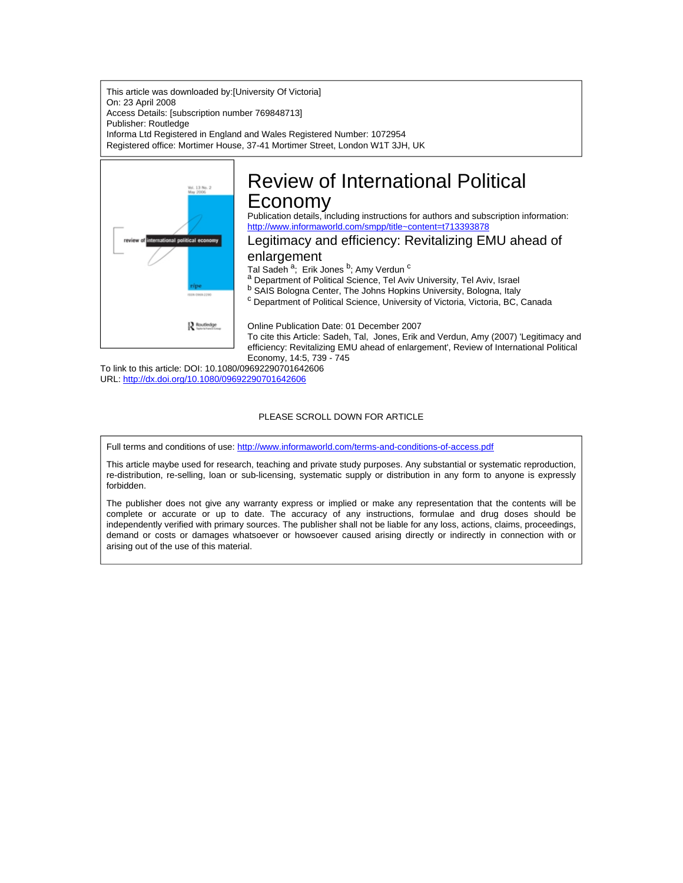This article was downloaded by:[University Of Victoria]
On: 23 April 2008
Access Details: [subscription number 769848713]
Publisher: Routledge
Informa Ltd Registered in England and Wales Registered Number: 1072954
Registered office: Mortimer House, 37-41 Mortimer Street, London W1T 3JH, UK

# Review of International Political Economy

Publication details, including instructions for authors and subscription information:
http://www.informaworld.com/smpp/title~content=t713393878

## Legitimacy and efficiency: Revitalizing EMU ahead of enlargement

Tal Sadeh [a]; Erik Jones [b]; Amy Verdun [c]

[a] Department of Political Science, Tel Aviv University, Tel Aviv, Israel

[b] SAIS Bologna Center, The Johns Hopkins University, Bologna, Italy

[c] Department of Political Science, University of Victoria, Victoria, BC, Canada

Online Publication Date: 01 December 2007

To cite this Article: Sadeh, Tal, Jones, Erik and Verdun, Amy (2007) 'Legitimacy and efficiency: Revitalizing EMU ahead of enlargement', Review of International Political Economy, 14:5, 739 - 745

To link to this article: DOI: 10.1080/09692290701642606

URL: http://dx.doi.org/10.1080/09692290701642606

PLEASE SCROLL DOWN FOR ARTICLE

Full terms and conditions of use: http://www.informaworld.com/terms-and-conditions-of-access.pdf

This article maybe used for research, teaching and private study purposes. Any substantial or systematic reproduction, re-distribution, re-selling, loan or sub-licensing, systematic supply or distribution in any form to anyone is expressly forbidden.

The publisher does not give any warranty express or implied or make any representation that the contents will be complete or accurate or up to date. The accuracy of any instructions, formulae and drug doses should be independently verified with primary sources. The publisher shall not be liable for any loss, actions, claims, proceedings, demand or costs or damages whatsoever or howsoever caused arising directly or indirectly in connection with or arising out of the use of this material.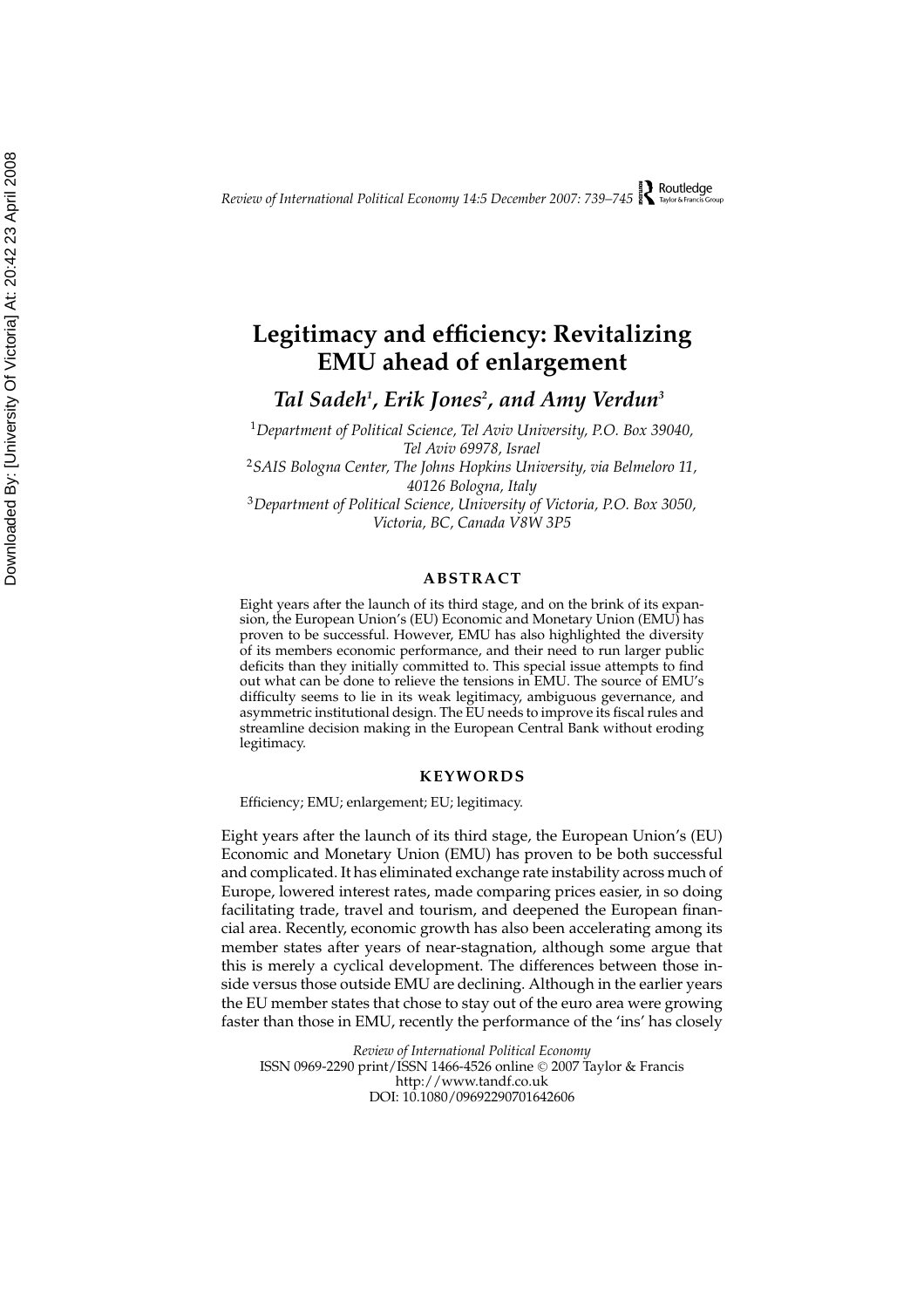# Legitimacy and efficiency: Revitalizing EMU ahead of enlargement

***Tal Sadeh*[1]*, Erik Jones*[2]*, and Amy Verdun*[3]**

[1]*Department of Political Science, Tel Aviv University, P.O. Box 39040, Tel Aviv 69978, Israel*

[2]*SAIS Bologna Center, The Johns Hopkins University, via Belmeloro 11, 40126 Bologna, Italy*

[3]*Department of Political Science, University of Victoria, P.O. Box 3050, Victoria, BC, Canada V8W 3P5*

## ABSTRACT

Eight years after the launch of its third stage, and on the brink of its expansion, the European Union's (EU) Economic and Monetary Union (EMU) has proven to be successful. However, EMU has also highlighted the diversity of its members economic performance, and their need to run larger public deficits than they initially committed to. This special issue attempts to find out what can be done to relieve the tensions in EMU. The source of EMU's difficulty seems to lie in its weak legitimacy, ambiguous gevernance, and asymmetric institutional design. The EU needs to improve its fiscal rules and streamline decision making in the European Central Bank without eroding legitimacy.

## KEYWORDS

Efficiency; EMU; enlargement; EU; legitimacy.

Eight years after the launch of its third stage, the European Union's (EU) Economic and Monetary Union (EMU) has proven to be both successful and complicated. It has eliminated exchange rate instability across much of Europe, lowered interest rates, made comparing prices easier, in so doing facilitating trade, travel and tourism, and deepened the European financial area. Recently, economic growth has also been accelerating among its member states after years of near-stagnation, although some argue that this is merely a cyclical development. The differences between those inside versus those outside EMU are declining. Although in the earlier years the EU member states that chose to stay out of the euro area were growing faster than those in EMU, recently the performance of the 'ins' has closely

Review of International Political Economy
ISSN 0969-2290 print/ISSN 1466-4526 online © 2007 Taylor & Francis
http://www.tandf.co.uk
DOI: 10.1080/09692290701642606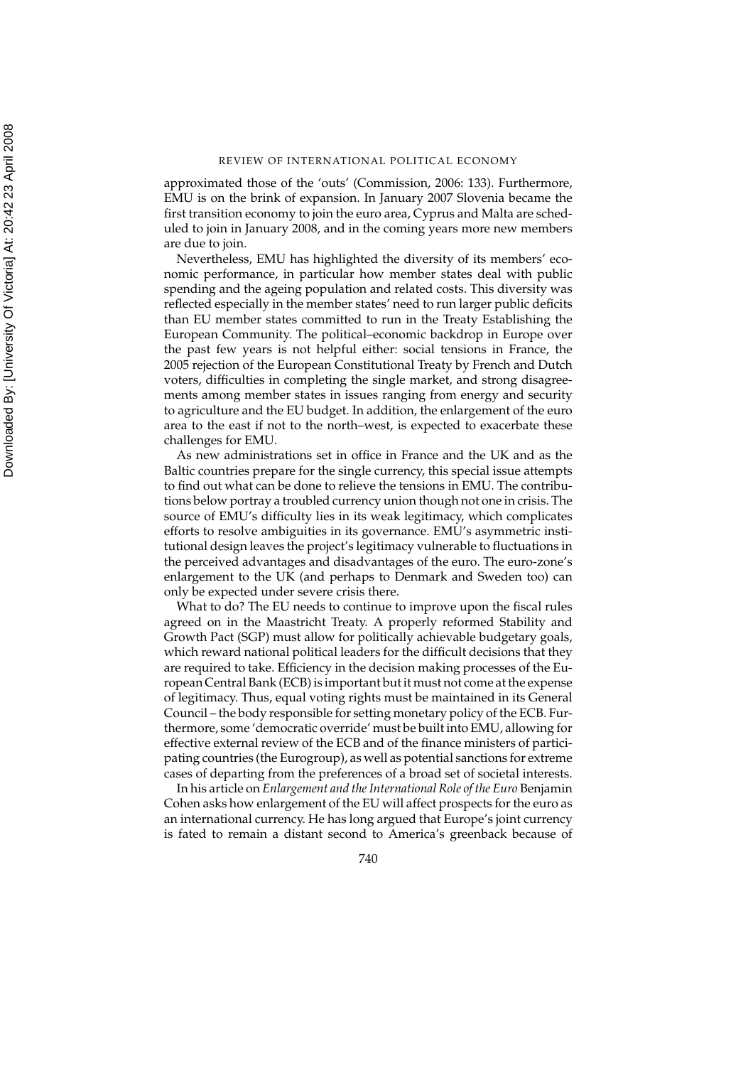approximated those of the 'outs' (Commission, 2006: 133). Furthermore, EMU is on the brink of expansion. In January 2007 Slovenia became the first transition economy to join the euro area, Cyprus and Malta are scheduled to join in January 2008, and in the coming years more new members are due to join.

Nevertheless, EMU has highlighted the diversity of its members' economic performance, in particular how member states deal with public spending and the ageing population and related costs. This diversity was reflected especially in the member states' need to run larger public deficits than EU member states committed to run in the Treaty Establishing the European Community. The political–economic backdrop in Europe over the past few years is not helpful either: social tensions in France, the 2005 rejection of the European Constitutional Treaty by French and Dutch voters, difficulties in completing the single market, and strong disagreements among member states in issues ranging from energy and security to agriculture and the EU budget. In addition, the enlargement of the euro area to the east if not to the north–west, is expected to exacerbate these challenges for EMU.

As new administrations set in office in France and the UK and as the Baltic countries prepare for the single currency, this special issue attempts to find out what can be done to relieve the tensions in EMU. The contributions below portray a troubled currency union though not one in crisis. The source of EMU's difficulty lies in its weak legitimacy, which complicates efforts to resolve ambiguities in its governance. EMU's asymmetric institutional design leaves the project's legitimacy vulnerable to fluctuations in the perceived advantages and disadvantages of the euro. The euro-zone's enlargement to the UK (and perhaps to Denmark and Sweden too) can only be expected under severe crisis there.

What to do? The EU needs to continue to improve upon the fiscal rules agreed on in the Maastricht Treaty. A properly reformed Stability and Growth Pact (SGP) must allow for politically achievable budgetary goals, which reward national political leaders for the difficult decisions that they are required to take. Efficiency in the decision making processes of the European Central Bank (ECB) is important but it must not come at the expense of legitimacy. Thus, equal voting rights must be maintained in its General Council – the body responsible for setting monetary policy of the ECB. Furthermore, some 'democratic override' must be built into EMU, allowing for effective external review of the ECB and of the finance ministers of participating countries (the Eurogroup), as well as potential sanctions for extreme cases of departing from the preferences of a broad set of societal interests.

In his article on *Enlargement and the International Role of the Euro* Benjamin Cohen asks how enlargement of the EU will affect prospects for the euro as an international currency. He has long argued that Europe's joint currency is fated to remain a distant second to America's greenback because of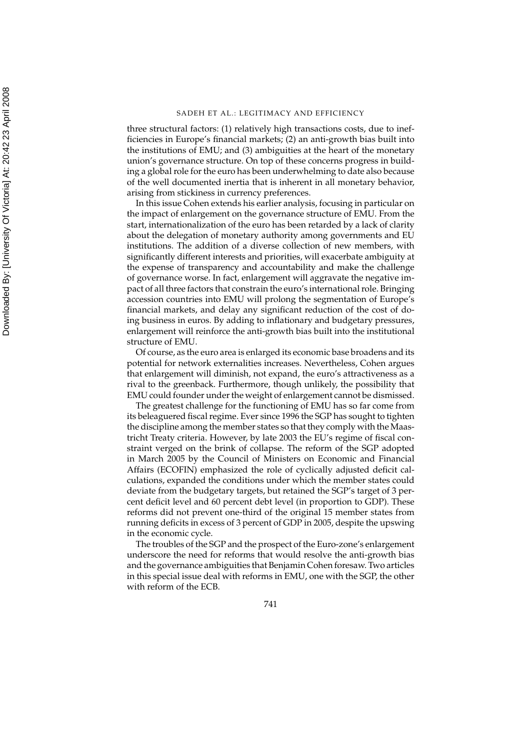three structural factors: (1) relatively high transactions costs, due to inefficiencies in Europe's financial markets; (2) an anti-growth bias built into the institutions of EMU; and (3) ambiguities at the heart of the monetary union's governance structure. On top of these concerns progress in building a global role for the euro has been underwhelming to date also because of the well documented inertia that is inherent in all monetary behavior, arising from stickiness in currency preferences.

In this issue Cohen extends his earlier analysis, focusing in particular on the impact of enlargement on the governance structure of EMU. From the start, internationalization of the euro has been retarded by a lack of clarity about the delegation of monetary authority among governments and EU institutions. The addition of a diverse collection of new members, with significantly different interests and priorities, will exacerbate ambiguity at the expense of transparency and accountability and make the challenge of governance worse. In fact, enlargement will aggravate the negative impact of all three factors that constrain the euro's international role. Bringing accession countries into EMU will prolong the segmentation of Europe's financial markets, and delay any significant reduction of the cost of doing business in euros. By adding to inflationary and budgetary pressures, enlargement will reinforce the anti-growth bias built into the institutional structure of EMU.

Of course, as the euro area is enlarged its economic base broadens and its potential for network externalities increases. Nevertheless, Cohen argues that enlargement will diminish, not expand, the euro's attractiveness as a rival to the greenback. Furthermore, though unlikely, the possibility that EMU could founder under the weight of enlargement cannot be dismissed.

The greatest challenge for the functioning of EMU has so far come from its beleaguered fiscal regime. Ever since 1996 the SGP has sought to tighten the discipline among the member states so that they comply with the Maastricht Treaty criteria. However, by late 2003 the EU's regime of fiscal constraint verged on the brink of collapse. The reform of the SGP adopted in March 2005 by the Council of Ministers on Economic and Financial Affairs (ECOFIN) emphasized the role of cyclically adjusted deficit calculations, expanded the conditions under which the member states could deviate from the budgetary targets, but retained the SGP's target of 3 percent deficit level and 60 percent debt level (in proportion to GDP). These reforms did not prevent one-third of the original 15 member states from running deficits in excess of 3 percent of GDP in 2005, despite the upswing in the economic cycle.

The troubles of the SGP and the prospect of the Euro-zone's enlargement underscore the need for reforms that would resolve the anti-growth bias and the governance ambiguities that Benjamin Cohen foresaw. Two articles in this special issue deal with reforms in EMU, one with the SGP, the other with reform of the ECB.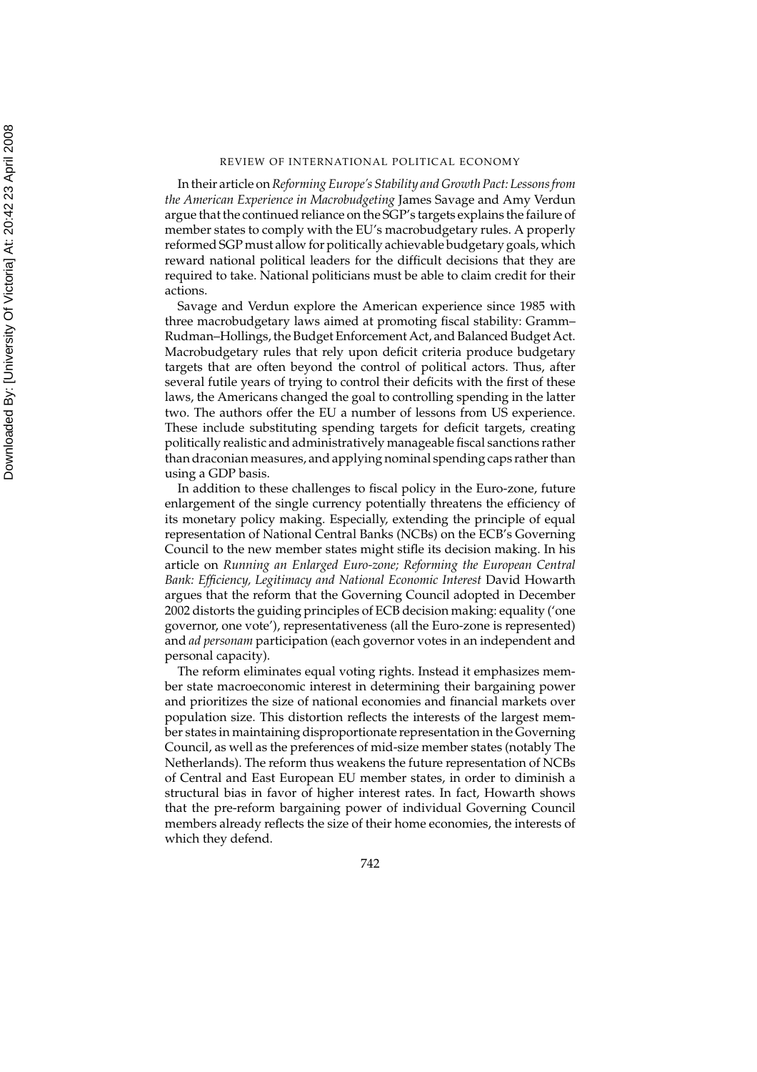In their article on *Reforming Europe's Stability and Growth Pact: Lessons from the American Experience in Macrobudgeting* James Savage and Amy Verdun argue that the continued reliance on the SGP's targets explains the failure of member states to comply with the EU's macrobudgetary rules. A properly reformed SGP must allow for politically achievable budgetary goals, which reward national political leaders for the difficult decisions that they are required to take. National politicians must be able to claim credit for their actions.

Savage and Verdun explore the American experience since 1985 with three macrobudgetary laws aimed at promoting fiscal stability: Gramm–Rudman–Hollings, the Budget Enforcement Act, and Balanced Budget Act. Macrobudgetary rules that rely upon deficit criteria produce budgetary targets that are often beyond the control of political actors. Thus, after several futile years of trying to control their deficits with the first of these laws, the Americans changed the goal to controlling spending in the latter two. The authors offer the EU a number of lessons from US experience. These include substituting spending targets for deficit targets, creating politically realistic and administratively manageable fiscal sanctions rather than draconian measures, and applying nominal spending caps rather than using a GDP basis.

In addition to these challenges to fiscal policy in the Euro-zone, future enlargement of the single currency potentially threatens the efficiency of its monetary policy making. Especially, extending the principle of equal representation of National Central Banks (NCBs) on the ECB's Governing Council to the new member states might stifle its decision making. In his article on *Running an Enlarged Euro-zone; Reforming the European Central Bank: Efficiency, Legitimacy and National Economic Interest* David Howarth argues that the reform that the Governing Council adopted in December 2002 distorts the guiding principles of ECB decision making: equality ('one governor, one vote'), representativeness (all the Euro-zone is represented) and *ad personam* participation (each governor votes in an independent and personal capacity).

The reform eliminates equal voting rights. Instead it emphasizes member state macroeconomic interest in determining their bargaining power and prioritizes the size of national economies and financial markets over population size. This distortion reflects the interests of the largest member states in maintaining disproportionate representation in the Governing Council, as well as the preferences of mid-size member states (notably The Netherlands). The reform thus weakens the future representation of NCBs of Central and East European EU member states, in order to diminish a structural bias in favor of higher interest rates. In fact, Howarth shows that the pre-reform bargaining power of individual Governing Council members already reflects the size of their home economies, the interests of which they defend.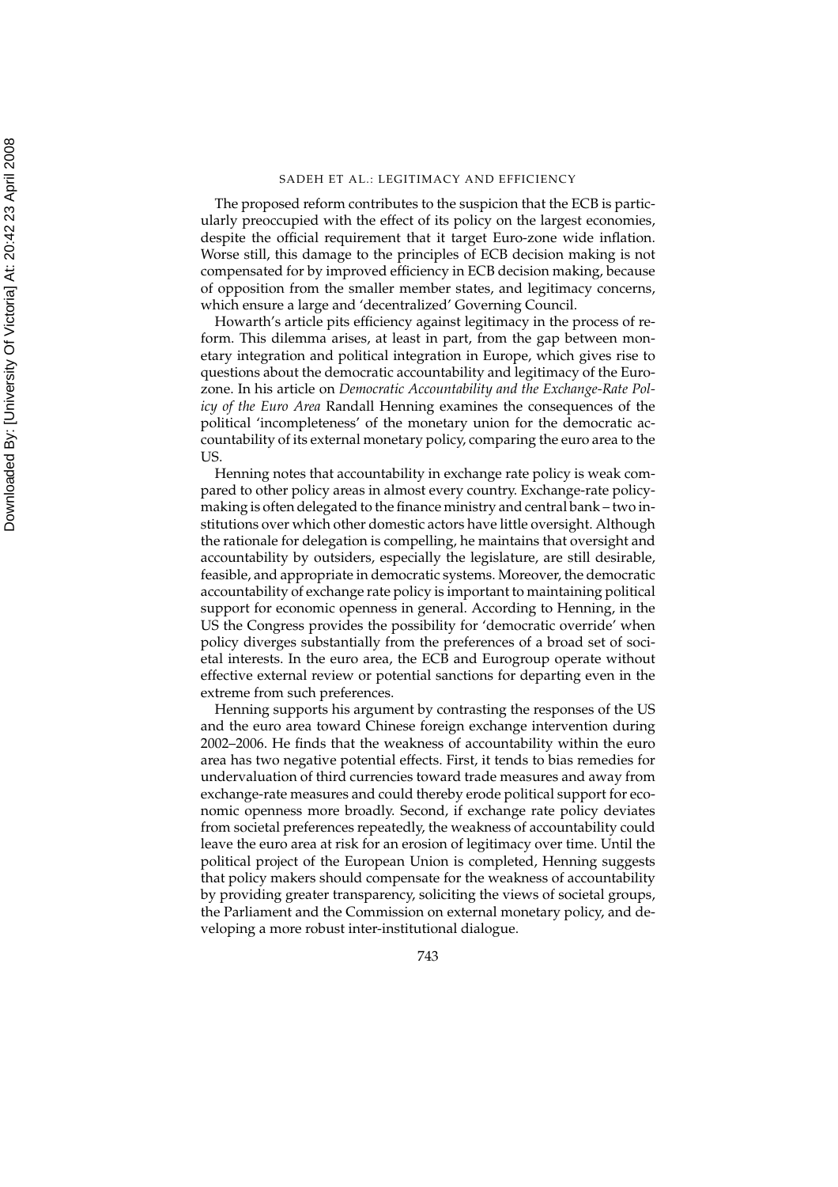The proposed reform contributes to the suspicion that the ECB is particularly preoccupied with the effect of its policy on the largest economies, despite the official requirement that it target Euro-zone wide inflation. Worse still, this damage to the principles of ECB decision making is not compensated for by improved efficiency in ECB decision making, because of opposition from the smaller member states, and legitimacy concerns, which ensure a large and 'decentralized' Governing Council.

Howarth's article pits efficiency against legitimacy in the process of reform. This dilemma arises, at least in part, from the gap between monetary integration and political integration in Europe, which gives rise to questions about the democratic accountability and legitimacy of the Euro-zone. In his article on *Democratic Accountability and the Exchange-Rate Policy of the Euro Area* Randall Henning examines the consequences of the political 'incompleteness' of the monetary union for the democratic accountability of its external monetary policy, comparing the euro area to the US.

Henning notes that accountability in exchange rate policy is weak compared to other policy areas in almost every country. Exchange-rate policy-making is often delegated to the finance ministry and central bank – two institutions over which other domestic actors have little oversight. Although the rationale for delegation is compelling, he maintains that oversight and accountability by outsiders, especially the legislature, are still desirable, feasible, and appropriate in democratic systems. Moreover, the democratic accountability of exchange rate policy is important to maintaining political support for economic openness in general. According to Henning, in the US the Congress provides the possibility for 'democratic override' when policy diverges substantially from the preferences of a broad set of societal interests. In the euro area, the ECB and Eurogroup operate without effective external review or potential sanctions for departing even in the extreme from such preferences.

Henning supports his argument by contrasting the responses of the US and the euro area toward Chinese foreign exchange intervention during 2002–2006. He finds that the weakness of accountability within the euro area has two negative potential effects. First, it tends to bias remedies for undervaluation of third currencies toward trade measures and away from exchange-rate measures and could thereby erode political support for economic openness more broadly. Second, if exchange rate policy deviates from societal preferences repeatedly, the weakness of accountability could leave the euro area at risk for an erosion of legitimacy over time. Until the political project of the European Union is completed, Henning suggests that policy makers should compensate for the weakness of accountability by providing greater transparency, soliciting the views of societal groups, the Parliament and the Commission on external monetary policy, and developing a more robust inter-institutional dialogue.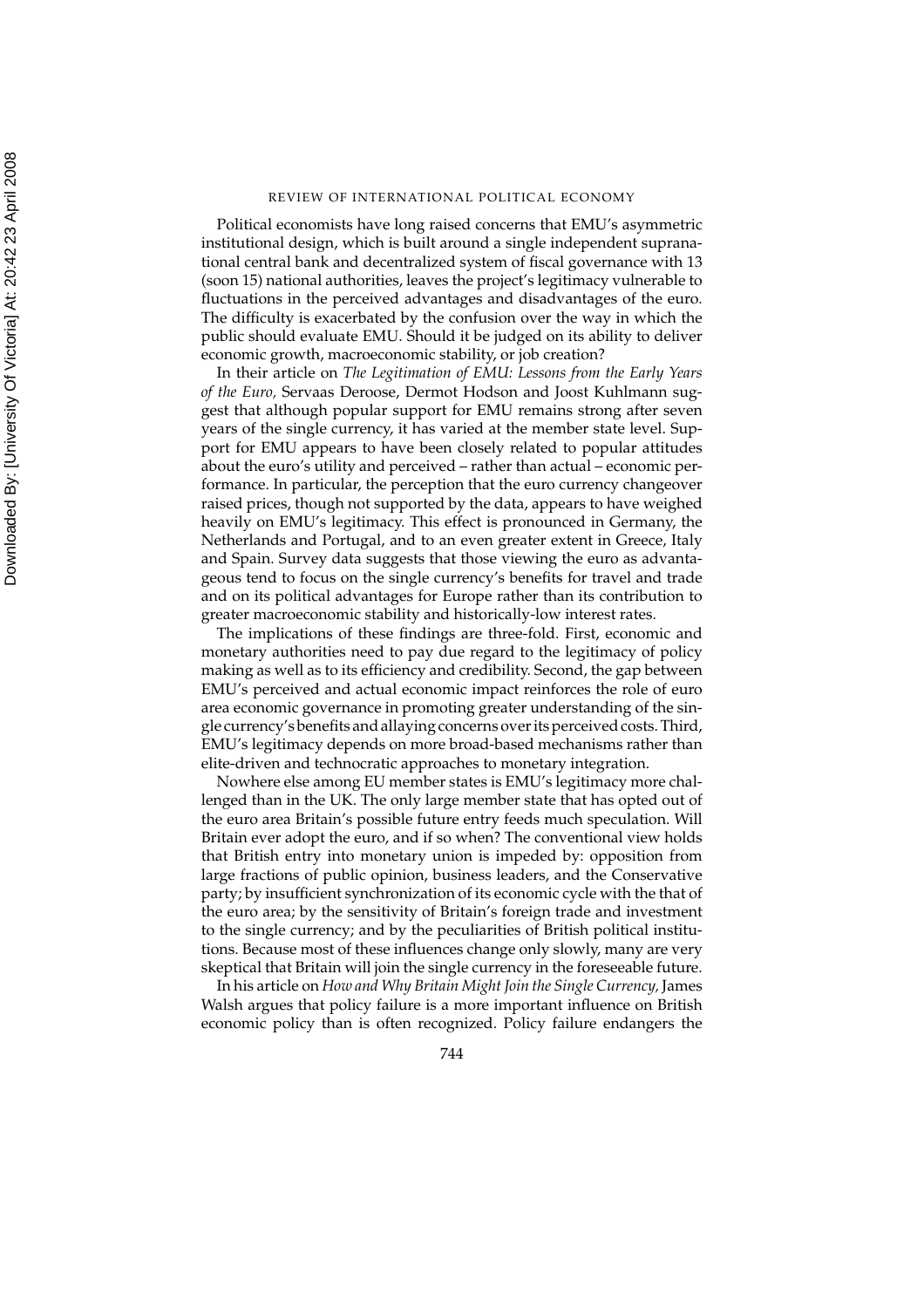Political economists have long raised concerns that EMU's asymmetric institutional design, which is built around a single independent supranational central bank and decentralized system of fiscal governance with 13 (soon 15) national authorities, leaves the project's legitimacy vulnerable to fluctuations in the perceived advantages and disadvantages of the euro. The difficulty is exacerbated by the confusion over the way in which the public should evaluate EMU. Should it be judged on its ability to deliver economic growth, macroeconomic stability, or job creation?

In their article on *The Legitimation of EMU: Lessons from the Early Years of the Euro,* Servaas Deroose, Dermot Hodson and Joost Kuhlmann suggest that although popular support for EMU remains strong after seven years of the single currency, it has varied at the member state level. Support for EMU appears to have been closely related to popular attitudes about the euro's utility and perceived – rather than actual – economic performance. In particular, the perception that the euro currency changeover raised prices, though not supported by the data, appears to have weighed heavily on EMU's legitimacy. This effect is pronounced in Germany, the Netherlands and Portugal, and to an even greater extent in Greece, Italy and Spain. Survey data suggests that those viewing the euro as advantageous tend to focus on the single currency's benefits for travel and trade and on its political advantages for Europe rather than its contribution to greater macroeconomic stability and historically-low interest rates.

The implications of these findings are three-fold. First, economic and monetary authorities need to pay due regard to the legitimacy of policy making as well as to its efficiency and credibility. Second, the gap between EMU's perceived and actual economic impact reinforces the role of euro area economic governance in promoting greater understanding of the single currency's benefits and allaying concerns over its perceived costs. Third, EMU's legitimacy depends on more broad-based mechanisms rather than elite-driven and technocratic approaches to monetary integration.

Nowhere else among EU member states is EMU's legitimacy more challenged than in the UK. The only large member state that has opted out of the euro area Britain's possible future entry feeds much speculation. Will Britain ever adopt the euro, and if so when? The conventional view holds that British entry into monetary union is impeded by: opposition from large fractions of public opinion, business leaders, and the Conservative party; by insufficient synchronization of its economic cycle with the that of the euro area; by the sensitivity of Britain's foreign trade and investment to the single currency; and by the peculiarities of British political institutions. Because most of these influences change only slowly, many are very skeptical that Britain will join the single currency in the foreseeable future.

In his article on *How and Why Britain Might Join the Single Currency,* James Walsh argues that policy failure is a more important influence on British economic policy than is often recognized. Policy failure endangers the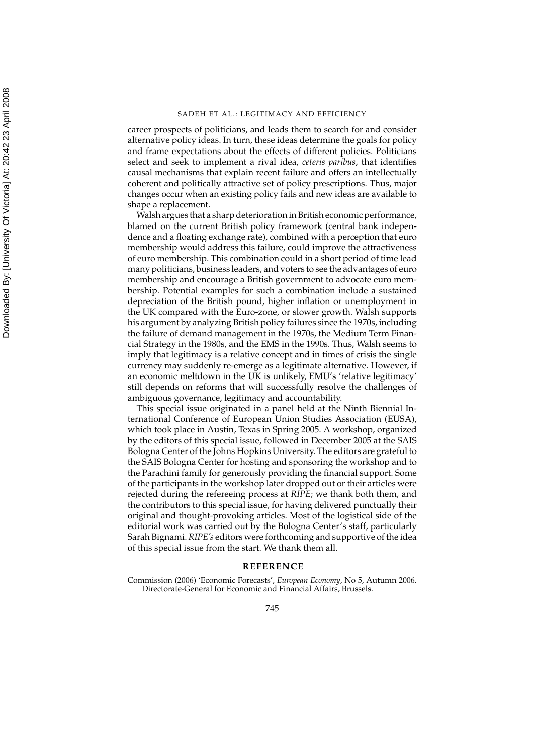career prospects of politicians, and leads them to search for and consider alternative policy ideas. In turn, these ideas determine the goals for policy and frame expectations about the effects of different policies. Politicians select and seek to implement a rival idea, *ceteris paribus*, that identifies causal mechanisms that explain recent failure and offers an intellectually coherent and politically attractive set of policy prescriptions. Thus, major changes occur when an existing policy fails and new ideas are available to shape a replacement.

Walsh argues that a sharp deterioration in British economic performance, blamed on the current British policy framework (central bank independence and a floating exchange rate), combined with a perception that euro membership would address this failure, could improve the attractiveness of euro membership. This combination could in a short period of time lead many politicians, business leaders, and voters to see the advantages of euro membership and encourage a British government to advocate euro membership. Potential examples for such a combination include a sustained depreciation of the British pound, higher inflation or unemployment in the UK compared with the Euro-zone, or slower growth. Walsh supports his argument by analyzing British policy failures since the 1970s, including the failure of demand management in the 1970s, the Medium Term Financial Strategy in the 1980s, and the EMS in the 1990s. Thus, Walsh seems to imply that legitimacy is a relative concept and in times of crisis the single currency may suddenly re-emerge as a legitimate alternative. However, if an economic meltdown in the UK is unlikely, EMU's 'relative legitimacy' still depends on reforms that will successfully resolve the challenges of ambiguous governance, legitimacy and accountability.

This special issue originated in a panel held at the Ninth Biennial International Conference of European Union Studies Association (EUSA), which took place in Austin, Texas in Spring 2005. A workshop, organized by the editors of this special issue, followed in December 2005 at the SAIS Bologna Center of the Johns Hopkins University. The editors are grateful to the SAIS Bologna Center for hosting and sponsoring the workshop and to the Parachini family for generously providing the financial support. Some of the participants in the workshop later dropped out or their articles were rejected during the refereeing process at *RIPE*; we thank both them, and the contributors to this special issue, for having delivered punctually their original and thought-provoking articles. Most of the logistical side of the editorial work was carried out by the Bologna Center's staff, particularly Sarah Bignami. *RIPE's* editors were forthcoming and supportive of the idea of this special issue from the start. We thank them all.

## REFERENCE

Commission (2006) 'Economic Forecasts', *European Economy*, No 5, Autumn 2006. Directorate-General for Economic and Financial Affairs, Brussels.